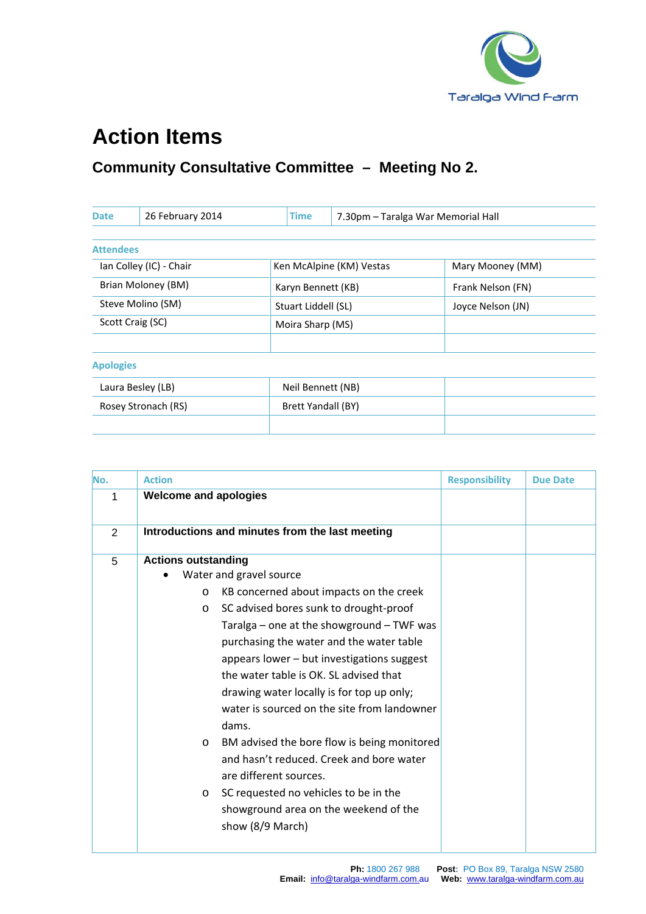Taralga Wind Farm

# Action Items

## Community Consultative Committee – Meeting No 2.

| Date | 26 February 2014 | Time | 7.30pm – Taralga War Memorial Hall |
|---|---|---|---|

**Attendees**

| | | |
|---|---|---|
| Ian Colley (IC) - Chair | Ken McAlpine (KM) Vestas | Mary Mooney (MM) |
| Brian Moloney (BM) | Karyn Bennett (KB) | Frank Nelson (FN) |
| Steve Molino (SM) | Stuart Liddell (SL) | Joyce Nelson (JN) |
| Scott Craig (SC) | Moira Sharp (MS) | |

**Apologies**

| | | |
|---|---|---|
| Laura Besley (LB) | Neil Bennett (NB) | |
| Rosey Stronach (RS) | Brett Yandall (BY) | |

| No. | Action | Responsibility | Due Date |
|---|---|---|---|
| 1 | **Welcome and apologies** | | |
| 2 | **Introductions and minutes from the last meeting** | | |
| 5 | **Actions outstanding**<br>• Water and gravel source<br>  o KB concerned about impacts on the creek<br>  o SC advised bores sunk to drought-proof Taralga – one at the showground – TWF was purchasing the water and the water table appears lower – but investigations suggest the water table is OK. SL advised that drawing water locally is for top up only; water is sourced on the site from landowner dams.<br>  o BM advised the bore flow is being monitored and hasn't reduced. Creek and bore water are different sources.<br>  o SC requested no vehicles to be in the showground area on the weekend of the show (8/9 March) | | |

**Ph:** 1800 267 988 **Post**: PO Box 89, Taralga NSW 2580
**Email:** info@taralga-windfarm.com.au **Web:** www.taralga-windfarm.com.au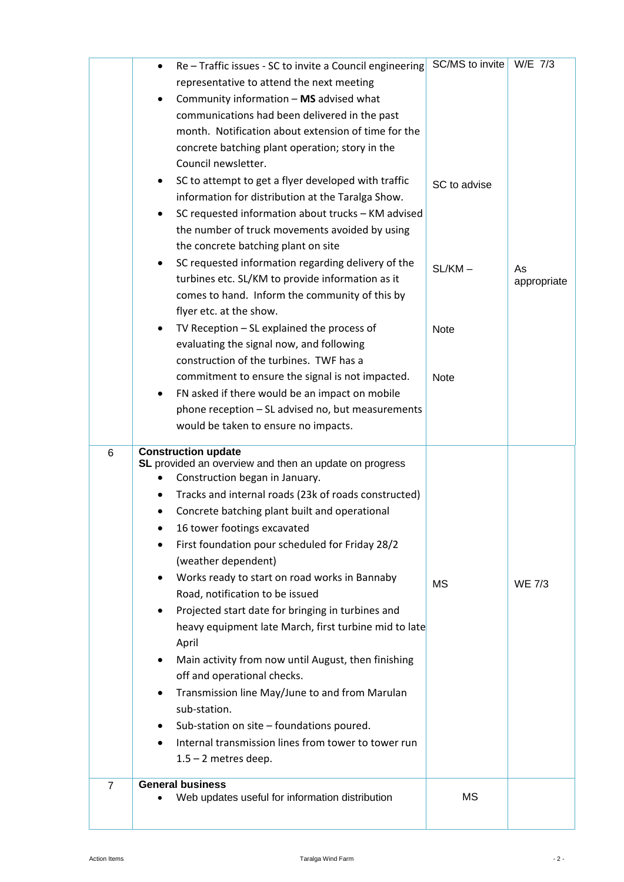| | | | |
|---|---|---|---|
| | • Re – Traffic issues - SC to invite a Council engineering representative to attend the next meeting<br>• Community information – **MS** advised what communications had been delivered in the past month. Notification about extension of time for the concrete batching plant operation; story in the Council newsletter.<br>• SC to attempt to get a flyer developed with traffic information for distribution at the Taralga Show.<br>• SC requested information about trucks – KM advised the number of truck movements avoided by using the concrete batching plant on site<br>• SC requested information regarding delivery of the turbines etc. SL/KM to provide information as it comes to hand. Inform the community of this by flyer etc. at the show.<br>• TV Reception – SL explained the process of evaluating the signal now, and following construction of the turbines. TWF has a commitment to ensure the signal is not impacted.<br>• FN asked if there would be an impact on mobile phone reception – SL advised no, but measurements would be taken to ensure no impacts. | SC/MS to invite<br><br>SC to advise<br><br>SL/KM –<br><br>Note<br><br>Note | W/E 7/3<br><br>As appropriate |
| 6 | **Construction update**<br>**SL** provided an overview and then an update on progress<br>• Construction began in January.<br>• Tracks and internal roads (23k of roads constructed)<br>• Concrete batching plant built and operational<br>• 16 tower footings excavated<br>• First foundation pour scheduled for Friday 28/2 (weather dependent)<br>• Works ready to start on road works in Bannaby Road, notification to be issued<br>• Projected start date for bringing in turbines and heavy equipment late March, first turbine mid to late April<br>• Main activity from now until August, then finishing off and operational checks.<br>• Transmission line May/June to and from Marulan sub-station.<br>• Sub-station on site – foundations poured.<br>• Internal transmission lines from tower to tower run 1.5 – 2 metres deep. | MS | WE 7/3 |
| 7 | **General business**<br>• Web updates useful for information distribution | MS | |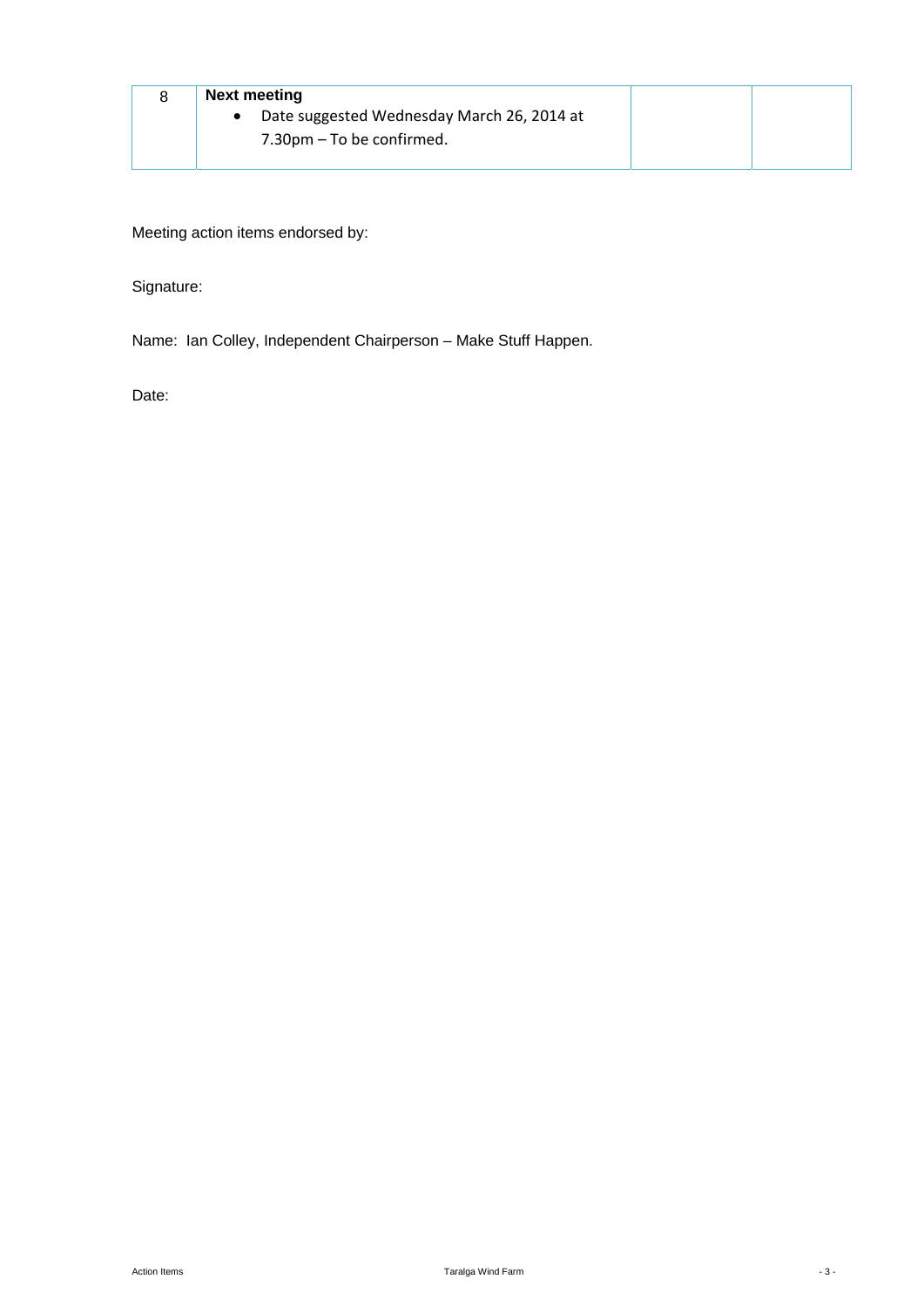| | | | |
|---|---|---|---|
| 8 | **Next meeting**<br>• Date suggested Wednesday March 26, 2014 at 7.30pm – To be confirmed. | | |

Meeting action items endorsed by:

Signature:

Name: Ian Colley, Independent Chairperson – Make Stuff Happen.

Date: